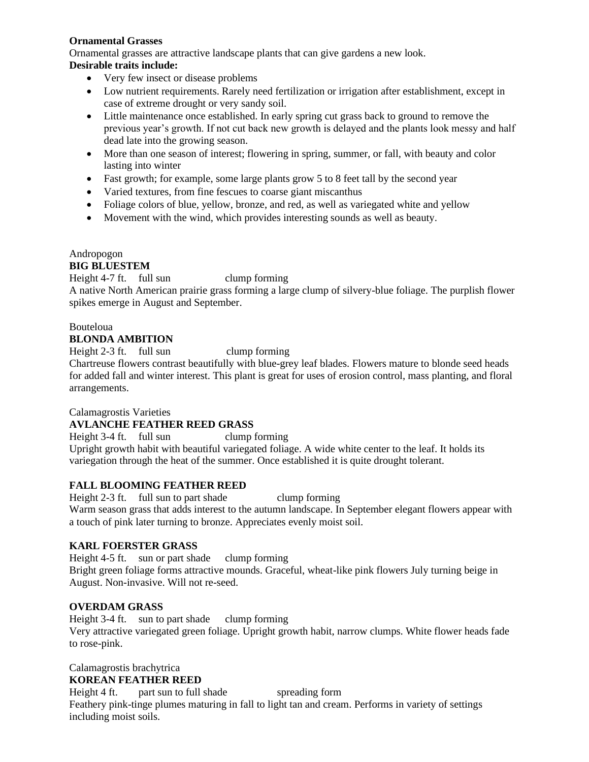**Ornamental Grasses**

Ornamental grasses are attractive landscape plants that can give gardens a new look.

**Desirable traits include:**

- Very few insect or disease problems
- Low nutrient requirements. Rarely need fertilization or irrigation after establishment, except in case of extreme drought or very sandy soil.
- Little maintenance once established. In early spring cut grass back to ground to remove the previous year's growth. If not cut back new growth is delayed and the plants look messy and half dead late into the growing season.
- More than one season of interest; flowering in spring, summer, or fall, with beauty and color lasting into winter
- Fast growth; for example, some large plants grow 5 to 8 feet tall by the second year
- Varied textures, from fine fescues to coarse giant miscanthus
- Foliage colors of blue, yellow, bronze, and red, as well as variegated white and yellow
- Movement with the wind, which provides interesting sounds as well as beauty.

Andropogon

**BIG BLUESTEM**

Height 4-7 ft. full sun clump forming

A native North American prairie grass forming a large clump of silvery-blue foliage. The purplish flower spikes emerge in August and September.

Bouteloua

**BLONDA AMBITION**

Height 2-3 ft. full sun clump forming

Chartreuse flowers contrast beautifully with blue-grey leaf blades. Flowers mature to blonde seed heads for added fall and winter interest. This plant is great for uses of erosion control, mass planting, and floral arrangements.

Calamagrostis Varieties

**AVLANCHE FEATHER REED GRASS**

Height 3-4 ft. full sun clump forming

Upright growth habit with beautiful variegated foliage. A wide white center to the leaf. It holds its variegation through the heat of the summer. Once established it is quite drought tolerant.

**FALL BLOOMING FEATHER REED**

Height 2-3 ft. full sun to part shade clump forming

Warm season grass that adds interest to the autumn landscape. In September elegant flowers appear with a touch of pink later turning to bronze. Appreciates evenly moist soil.

**KARL FOERSTER GRASS**

Height 4-5 ft. sun or part shade clump forming

Bright green foliage forms attractive mounds. Graceful, wheat-like pink flowers July turning beige in August. Non-invasive. Will not re-seed.

**OVERDAM GRASS**

Height 3-4 ft. sun to part shade clump forming

Very attractive variegated green foliage. Upright growth habit, narrow clumps. White flower heads fade to rose-pink.

Calamagrostis brachytrica

**KOREAN FEATHER REED**

Height 4 ft. part sun to full shade spreading form

Feathery pink-tinge plumes maturing in fall to light tan and cream. Performs in variety of settings including moist soils.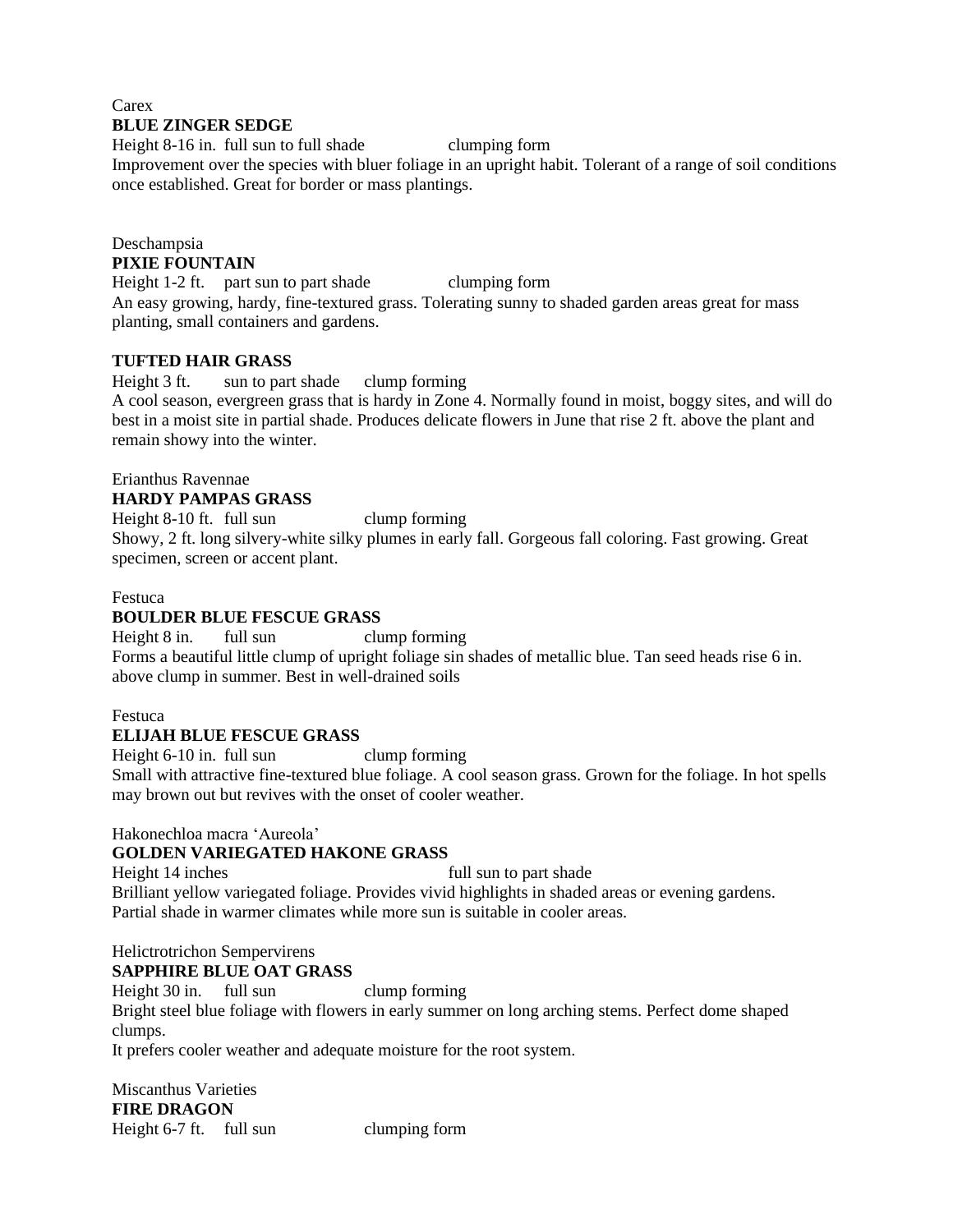Carex
**BLUE ZINGER SEDGE**
Height 8-16 in. full sun to full shade clumping form
Improvement over the species with bluer foliage in an upright habit. Tolerant of a range of soil conditions once established. Great for border or mass plantings.

Deschampsia
**PIXIE FOUNTAIN**
Height 1-2 ft. part sun to part shade clumping form
An easy growing, hardy, fine-textured grass. Tolerating sunny to shaded garden areas great for mass planting, small containers and gardens.

**TUFTED HAIR GRASS**
Height 3 ft. sun to part shade clump forming
A cool season, evergreen grass that is hardy in Zone 4. Normally found in moist, boggy sites, and will do best in a moist site in partial shade. Produces delicate flowers in June that rise 2 ft. above the plant and remain showy into the winter.

Erianthus Ravennae
**HARDY PAMPAS GRASS**
Height 8-10 ft. full sun clump forming
Showy, 2 ft. long silvery-white silky plumes in early fall. Gorgeous fall coloring. Fast growing. Great specimen, screen or accent plant.

Festuca
**BOULDER BLUE FESCUE GRASS**
Height 8 in. full sun clump forming
Forms a beautiful little clump of upright foliage sin shades of metallic blue. Tan seed heads rise 6 in. above clump in summer. Best in well-drained soils

Festuca
**ELIJAH BLUE FESCUE GRASS**
Height 6-10 in. full sun clump forming
Small with attractive fine-textured blue foliage. A cool season grass. Grown for the foliage. In hot spells may brown out but revives with the onset of cooler weather.

Hakonechloa macra 'Aureola'
**GOLDEN VARIEGATED HAKONE GRASS**
Height 14 inches full sun to part shade
Brilliant yellow variegated foliage. Provides vivid highlights in shaded areas or evening gardens. Partial shade in warmer climates while more sun is suitable in cooler areas.

Helictrotrichon Sempervirens
**SAPPHIRE BLUE OAT GRASS**
Height 30 in. full sun clump forming
Bright steel blue foliage with flowers in early summer on long arching stems. Perfect dome shaped clumps.
It prefers cooler weather and adequate moisture for the root system.

Miscanthus Varieties
**FIRE DRAGON**
Height 6-7 ft. full sun clumping form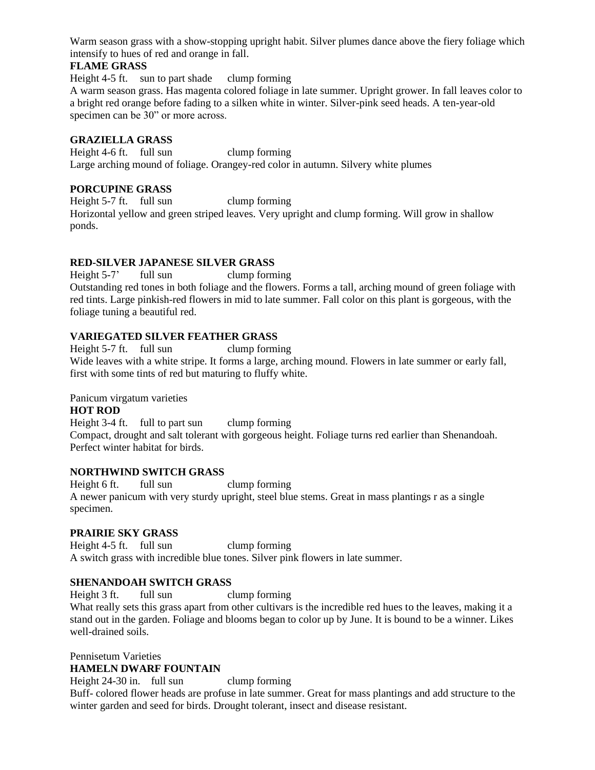Warm season grass with a show-stopping upright habit. Silver plumes dance above the fiery foliage which intensify to hues of red and orange in fall.

**FLAME GRASS**

Height 4-5 ft.  sun to part shade  clump forming

A warm season grass. Has magenta colored foliage in late summer. Upright grower. In fall leaves color to a bright red orange before fading to a silken white in winter. Silver-pink seed heads. A ten-year-old specimen can be 30" or more across.

**GRAZIELLA GRASS**

Height 4-6 ft.  full sun  clump forming

Large arching mound of foliage. Orangey-red color in autumn. Silvery white plumes

**PORCUPINE GRASS**

Height 5-7 ft.  full sun  clump forming

Horizontal yellow and green striped leaves. Very upright and clump forming. Will grow in shallow ponds.

**RED-SILVER JAPANESE SILVER GRASS**

Height 5-7'  full sun  clump forming

Outstanding red tones in both foliage and the flowers. Forms a tall, arching mound of green foliage with red tints. Large pinkish-red flowers in mid to late summer. Fall color on this plant is gorgeous, with the foliage tuning a beautiful red.

**VARIEGATED SILVER FEATHER GRASS**

Height 5-7 ft.  full sun  clump forming

Wide leaves with a white stripe. It forms a large, arching mound. Flowers in late summer or early fall, first with some tints of red but maturing to fluffy white.

Panicum virgatum varieties

**HOT ROD**

Height 3-4 ft.  full to part sun  clump forming

Compact, drought and salt tolerant with gorgeous height. Foliage turns red earlier than Shenandoah. Perfect winter habitat for birds.

**NORTHWIND SWITCH GRASS**

Height 6 ft.  full sun  clump forming

A newer panicum with very sturdy upright, steel blue stems. Great in mass plantings r as a single specimen.

**PRAIRIE SKY GRASS**

Height 4-5 ft.  full sun  clump forming

A switch grass with incredible blue tones. Silver pink flowers in late summer.

**SHENANDOAH SWITCH GRASS**

Height 3 ft.  full sun  clump forming

What really sets this grass apart from other cultivars is the incredible red hues to the leaves, making it a stand out in the garden. Foliage and blooms began to color up by June. It is bound to be a winner. Likes well-drained soils.

Pennisetum Varieties

**HAMELN DWARF FOUNTAIN**

Height 24-30 in.  full sun  clump forming

Buff- colored flower heads are profuse in late summer. Great for mass plantings and add structure to the winter garden and seed for birds. Drought tolerant, insect and disease resistant.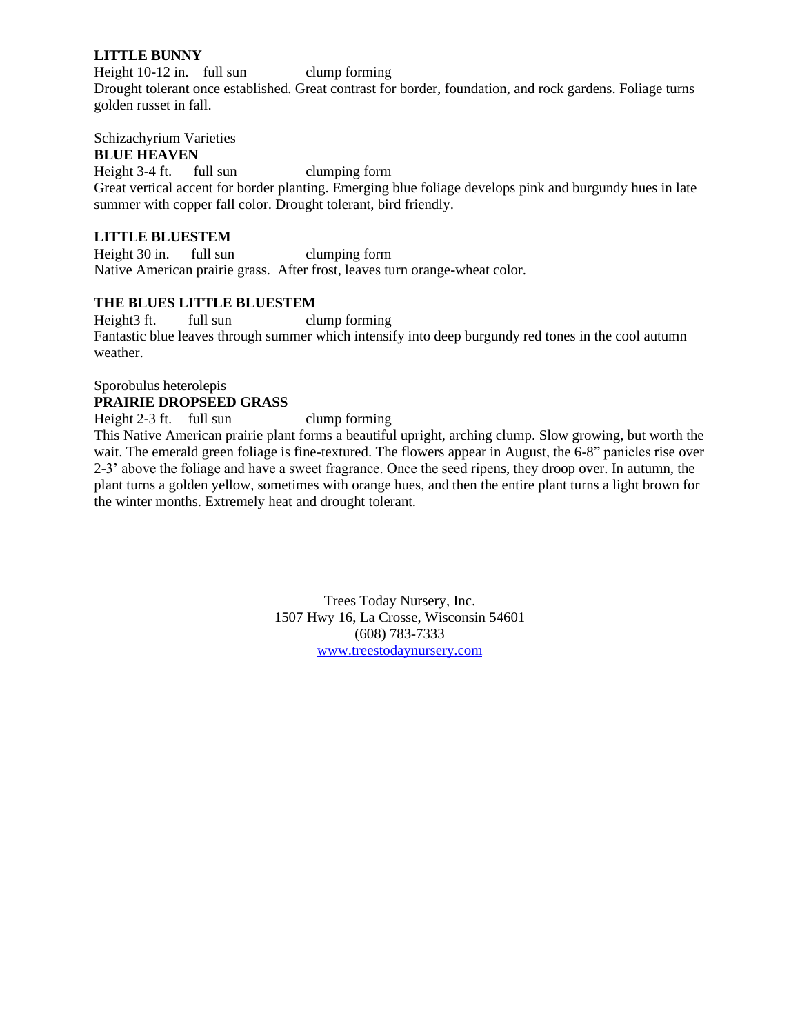**LITTLE BUNNY**

Height 10-12 in. full sun clump forming

Drought tolerant once established. Great contrast for border, foundation, and rock gardens. Foliage turns golden russet in fall.

Schizachyrium Varieties

**BLUE HEAVEN**

Height 3-4 ft. full sun clumping form

Great vertical accent for border planting. Emerging blue foliage develops pink and burgundy hues in late summer with copper fall color. Drought tolerant, bird friendly.

**LITTLE BLUESTEM**

Height 30 in. full sun clumping form

Native American prairie grass. After frost, leaves turn orange-wheat color.

**THE BLUES LITTLE BLUESTEM**

Height3 ft. full sun clump forming

Fantastic blue leaves through summer which intensify into deep burgundy red tones in the cool autumn weather.

Sporobulus heterolepis

**PRAIRIE DROPSEED GRASS**

Height 2-3 ft. full sun clump forming

This Native American prairie plant forms a beautiful upright, arching clump. Slow growing, but worth the wait. The emerald green foliage is fine-textured. The flowers appear in August, the 6-8" panicles rise over 2-3' above the foliage and have a sweet fragrance. Once the seed ripens, they droop over. In autumn, the plant turns a golden yellow, sometimes with orange hues, and then the entire plant turns a light brown for the winter months. Extremely heat and drought tolerant.

Trees Today Nursery, Inc.
1507 Hwy 16, La Crosse, Wisconsin 54601
(608) 783-7333
www.treestodaynursery.com